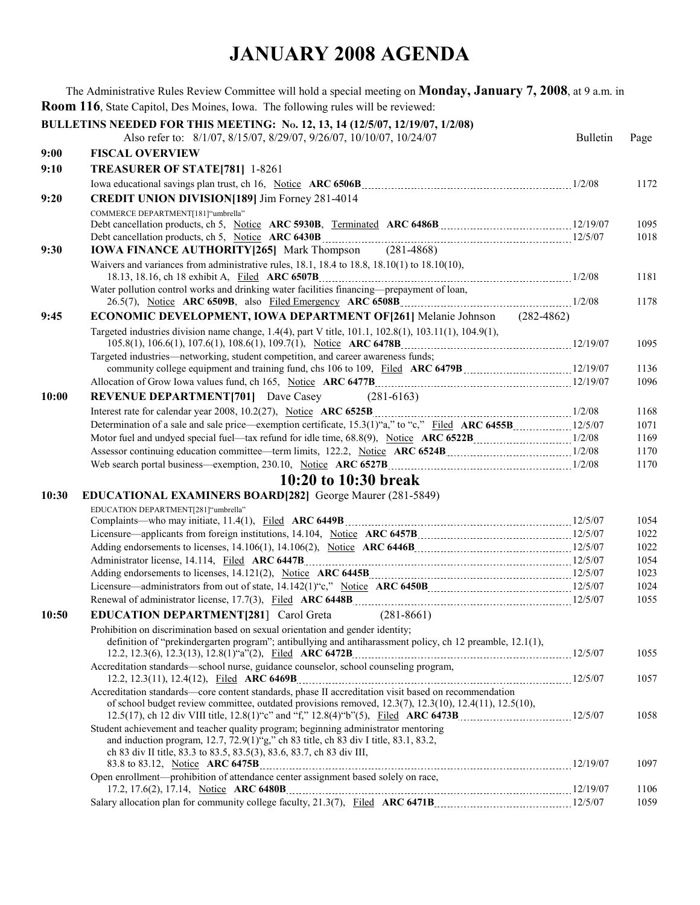# JANUARY 2008 AGENDA

The Administrative Rules Review Committee will hold a special meeting on **Monday, January 7, 2008**, at 9 a.m. in **Room 116**, State Capitol, Des Moines, Iowa. The following rules will be reviewed:

**BULLETINS NEEDED FOR THIS MEETING: No. 12, 13, 14 (12/5/07, 12/19/07, 1/2/08)**
Also refer to: 8/1/07, 8/15/07, 8/29/07, 9/26/07, 10/10/07, 10/24/07

| Time | Item | Bulletin | Page |
|---|---|---|---|
| 9:00 | **FISCAL OVERVIEW** | | |
| 9:10 | **TREASURER OF STATE[781]** 1-8261 | | |
| | Iowa educational savings plan trust, ch 16, Notice **ARC 6506B** | 1/2/08 | 1172 |
| 9:20 | **CREDIT UNION DIVISION[189]** Jim Forney 281-4014 | | |
| | COMMERCE DEPARTMENT[181]"umbrella" | | |
| | Debt cancellation products, ch 5, Notice **ARC 5930B**, Terminated **ARC 6486B** | 12/19/07 | 1095 |
| | Debt cancellation products, ch 5, Notice **ARC 6430B** | 12/5/07 | 1018 |
| 9:30 | **IOWA FINANCE AUTHORITY[265]** Mark Thompson (281-4868) | | |
| | Waivers and variances from administrative rules, 18.1, 18.4 to 18.8, 18.10(1) to 18.10(10), 18.13, 18.16, ch 18 exhibit A, Filed **ARC 6507B** | 1/2/08 | 1181 |
| | Water pollution control works and drinking water facilities financing—prepayment of loan, 26.5(7), Notice **ARC 6509B**, also Filed Emergency **ARC 6508B** | 1/2/08 | 1178 |
| 9:45 | **ECONOMIC DEVELOPMENT, IOWA DEPARTMENT OF[261]** Melanie Johnson (282-4862) | | |
| | Targeted industries division name change, 1.4(4), part V title, 101.1, 102.8(1), 103.11(1), 104.9(1), 105.8(1), 106.6(1), 107.6(1), 108.6(1), 109.7(1), Notice **ARC 6478B** | 12/19/07 | 1095 |
| | Targeted industries—networking, student competition, and career awareness funds; community college equipment and training fund, chs 106 to 109, Filed **ARC 6479B** | 12/19/07 | 1136 |
| | Allocation of Grow Iowa values fund, ch 165, Notice **ARC 6477B** | 12/19/07 | 1096 |
| 10:00 | **REVENUE DEPARTMENT[701]** Dave Casey (281-6163) | | |
| | Interest rate for calendar year 2008, 10.2(27), Notice **ARC 6525B** | 1/2/08 | 1168 |
| | Determination of a sale and sale price—exemption certificate, 15.3(1)"a," to "c," Filed **ARC 6455B** | 12/5/07 | 1071 |
| | Motor fuel and undyed special fuel—tax refund for idle time, 68.8(9), Notice **ARC 6522B** | 1/2/08 | 1169 |
| | Assessor continuing education committee—term limits, 122.2, Notice **ARC 6524B** | 1/2/08 | 1170 |
| | Web search portal business—exemption, 230.10, Notice **ARC 6527B** | 1/2/08 | 1170 |
| | **10:20 to 10:30 break** | | |
| 10:30 | **EDUCATIONAL EXAMINERS BOARD[282]** George Maurer (281-5849) | | |
| | EDUCATION DEPARTMENT[281]"umbrella" | | |
| | Complaints—who may initiate, 11.4(1), Filed **ARC 6449B** | 12/5/07 | 1054 |
| | Licensure—applicants from foreign institutions, 14.104, Notice **ARC 6457B** | 12/5/07 | 1022 |
| | Adding endorsements to licenses, 14.106(1), 14.106(2), Notice **ARC 6446B** | 12/5/07 | 1022 |
| | Administrator license, 14.114, Filed **ARC 6447B** | 12/5/07 | 1054 |
| | Adding endorsements to licenses, 14.121(2), Notice **ARC 6445B** | 12/5/07 | 1023 |
| | Licensure—administrators from out of state, 14.142(1)"c," Notice **ARC 6450B** | 12/5/07 | 1024 |
| | Renewal of administrator license, 17.7(3), Filed **ARC 6448B** | 12/5/07 | 1055 |
| 10:50 | **EDUCATION DEPARTMENT[281]** Carol Greta (281-8661) | | |
| | Prohibition on discrimination based on sexual orientation and gender identity; definition of "prekindergarten program"; antibullying and antiharassment policy, ch 12 preamble, 12.1(1), 12.2, 12.3(6), 12.3(13), 12.8(1)"a"(2), Filed **ARC 6472B** | 12/5/07 | 1055 |
| | Accreditation standards—school nurse, guidance counselor, school counseling program, 12.2, 12.3(11), 12.4(12), Filed **ARC 6469B** | 12/5/07 | 1057 |
| | Accreditation standards—core content standards, phase II accreditation visit based on recommendation of school budget review committee, outdated provisions removed, 12.3(7), 12.3(10), 12.4(11), 12.5(10), 12.5(17), ch 12 div VIII title, 12.8(1)"c" and "f," 12.8(4)"b"(5), Filed **ARC 6473B** | 12/5/07 | 1058 |
| | Student achievement and teacher quality program; beginning administrator mentoring and induction program, 12.7, 72.9(1)"g," ch 83 title, ch 83 div I title, 83.1, 83.2, ch 83 div II title, 83.3 to 83.5, 83.5(3), 83.6, 83.7, ch 83 div III, 83.8 to 83.12, Notice **ARC 6475B** | 12/19/07 | 1097 |
| | Open enrollment—prohibition of attendance center assignment based solely on race, 17.2, 17.6(2), 17.14, Notice **ARC 6480B** | 12/19/07 | 1106 |
| | Salary allocation plan for community college faculty, 21.3(7), Filed **ARC 6471B** | 12/5/07 | 1059 |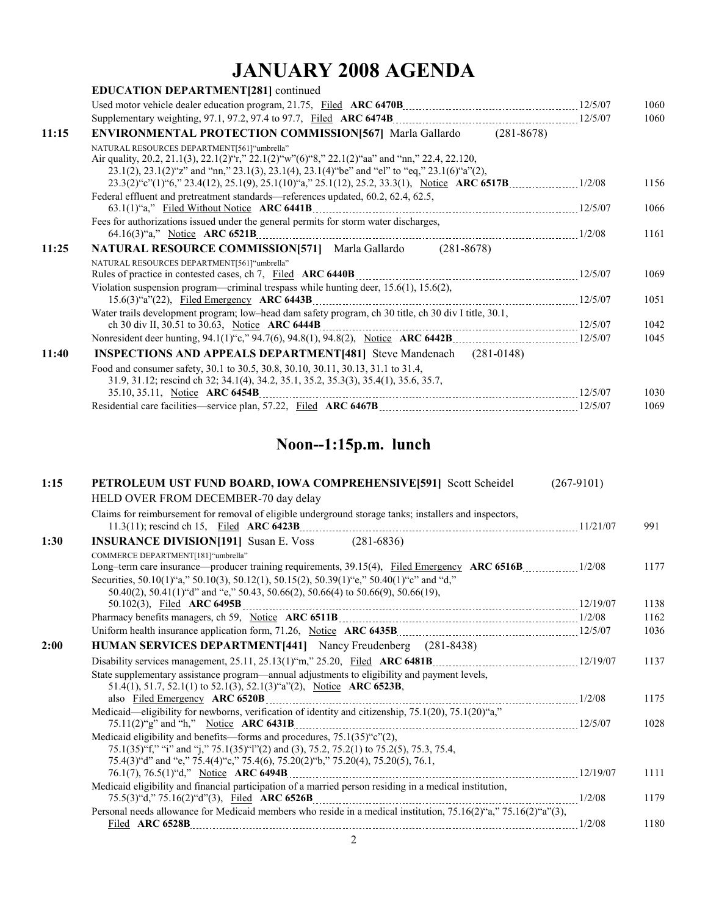# JANUARY 2008 AGENDA

| | | | |
|---|---|---|---|
| | **EDUCATION DEPARTMENT[281]** continued | | |
| | Used motor vehicle dealer education program, 21.75, Filed **ARC 6470B** | 12/5/07 | 1060 |
| | Supplementary weighting, 97.1, 97.2, 97.4 to 97.7, Filed **ARC 6474B** | 12/5/07 | 1060 |
| **11:15** | **ENVIRONMENTAL PROTECTION COMMISSION[567]** Marla Gallardo (281-8678) | | |
| | NATURAL RESOURCES DEPARTMENT[561]"umbrella" | | |
| | Air quality, 20.2, 21.1(3), 22.1(2)"r," 22.1(2)"w"(6)"8," 22.1(2)"aa" and "nn," 22.4, 22.120, 23.1(2), 23.1(2)"z" and "nn," 23.1(3), 23.1(4), 23.1(4)"be" and "el" to "eq," 23.1(6)"a"(2), 23.3(2)"c"(1)"6," 23.4(12), 25.1(9), 25.1(10)"a," 25.1(12), 25.2, 33.3(1), Notice **ARC 6517B** | 1/2/08 | 1156 |
| | Federal effluent and pretreatment standards—references updated, 60.2, 62.4, 62.5, 63.1(1)"a," Filed Without Notice **ARC 6441B** | 12/5/07 | 1066 |
| | Fees for authorizations issued under the general permits for storm water discharges, 64.16(3)"a," Notice **ARC 6521B** | 1/2/08 | 1161 |
| **11:25** | **NATURAL RESOURCE COMMISSION[571]** Marla Gallardo (281-8678) | | |
| | NATURAL RESOURCES DEPARTMENT[561]"umbrella" | | |
| | Rules of practice in contested cases, ch 7, Filed **ARC 6440B** | 12/5/07 | 1069 |
| | Violation suspension program—criminal trespass while hunting deer, 15.6(1), 15.6(2), 15.6(3)"a"(22), Filed Emergency **ARC 6443B** | 12/5/07 | 1051 |
| | Water trails development program; low–head dam safety program, ch 30 title, ch 30 div I title, 30.1, ch 30 div II, 30.51 to 30.63, Notice **ARC 6444B** | 12/5/07 | 1042 |
| | Nonresident deer hunting, 94.1(1)"c," 94.7(6), 94.8(1), 94.8(2), Notice **ARC 6442B** | 12/5/07 | 1045 |
| **11:40** | **INSPECTIONS AND APPEALS DEPARTMENT[481]** Steve Mandenach (281-0148) | | |
| | Food and consumer safety, 30.1 to 30.5, 30.8, 30.10, 30.11, 30.13, 31.1 to 31.4, 31.9, 31.12; rescind ch 32; 34.1(4), 34.2, 35.1, 35.2, 35.3(3), 35.4(1), 35.6, 35.7, 35.10, 35.11, Notice **ARC 6454B** | 12/5/07 | 1030 |
| | Residential care facilities—service plan, 57.22, Filed **ARC 6467B** | 12/5/07 | 1069 |

## Noon--1:15p.m. lunch

| | | | |
|---|---|---|---|
| **1:15** | **PETROLEUM UST FUND BOARD, IOWA COMPREHENSIVE[591]** Scott Scheidel (267-9101) | | |
| | HELD OVER FROM DECEMBER-70 day delay | | |
| | Claims for reimbursement for removal of eligible underground storage tanks; installers and inspectors, 11.3(11); rescind ch 15, Filed **ARC 6423B** | 11/21/07 | 991 |
| **1:30** | **INSURANCE DIVISION[191]** Susan E. Voss (281-6836) | | |
| | COMMERCE DEPARTMENT[181]"umbrella" | | |
| | Long–term care insurance—producer training requirements, 39.15(4), Filed Emergency **ARC 6516B** | 1/2/08 | 1177 |
| | Securities, 50.10(1)"a," 50.10(3), 50.12(1), 50.15(2), 50.39(1)"e," 50.40(1)"c" and "d," 50.40(2), 50.41(1)"d" and "e," 50.43, 50.66(2), 50.66(4) to 50.66(9), 50.66(19), 50.102(3), Filed **ARC 6495B** | 12/19/07 | 1138 |
| | Pharmacy benefits managers, ch 59, Notice **ARC 6511B** | 1/2/08 | 1162 |
| | Uniform health insurance application form, 71.26, Notice **ARC 6435B** | 12/5/07 | 1036 |
| **2:00** | **HUMAN SERVICES DEPARTMENT[441]** Nancy Freudenberg (281-8438) | | |
| | Disability services management, 25.11, 25.13(1)"m," 25.20, Filed **ARC 6481B** | 12/19/07 | 1137 |
| | State supplementary assistance program—annual adjustments to eligibility and payment levels, 51.4(1), 51.7, 52.1(1) to 52.1(3), 52.1(3)"a"(2), Notice **ARC 6523B**, also Filed Emergency **ARC 6520B** | 1/2/08 | 1175 |
| | Medicaid—eligibility for newborns, verification of identity and citizenship, 75.1(20), 75.1(20)"a," 75.11(2)"g" and "h," Notice **ARC 6431B** | 12/5/07 | 1028 |
| | Medicaid eligibility and benefits—forms and procedures, 75.1(35)"c"(2), 75.1(35)"f," "i" and "j," 75.1(35)"l"(2) and (3), 75.2, 75.2(1) to 75.2(5), 75.3, 75.4, 75.4(3)"d" and "e," 75.4(4)"c," 75.4(6), 75.20(2)"b," 75.20(4), 75.20(5), 76.1, 76.1(7), 76.5(1)"d," Notice **ARC 6494B** | 12/19/07 | 1111 |
| | Medicaid eligibility and financial participation of a married person residing in a medical institution, 75.5(3)"d," 75.16(2)"d"(3), Filed **ARC 6526B** | 1/2/08 | 1179 |
| | Personal needs allowance for Medicaid members who reside in a medical institution, 75.16(2)"a," 75.16(2)"a"(3), Filed **ARC 6528B** | 1/2/08 | 1180 |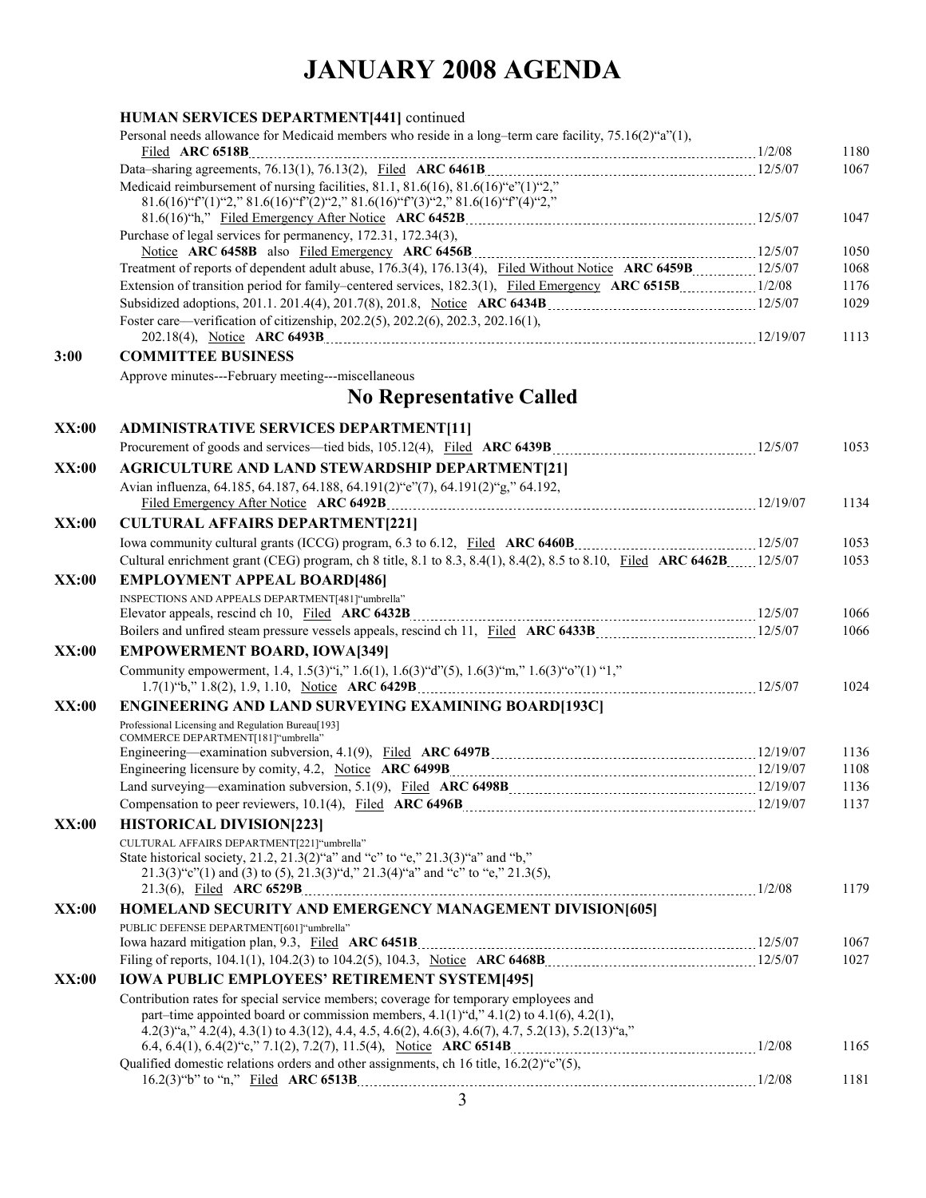# JANUARY 2008 AGENDA

**HUMAN SERVICES DEPARTMENT[441]** continued

| | Item | Date | Page |
|---|---|---|---|
| | Personal needs allowance for Medicaid members who reside in a long–term care facility, 75.16(2)“a”(1), Filed **ARC 6518B** | 1/2/08 | 1180 |
| | Data–sharing agreements, 76.13(1), 76.13(2), Filed **ARC 6461B** | 12/5/07 | 1067 |
| | Medicaid reimbursement of nursing facilities, 81.1, 81.6(16), 81.6(16)“e”(1)“2,” 81.6(16)“f”(1)“2,” 81.6(16)“f”(2)“2,” 81.6(16)“f”(3)“2,” 81.6(16)“f”(4)“2,” 81.6(16)“h,” Filed Emergency After Notice **ARC 6452B** | 12/5/07 | 1047 |
| | Purchase of legal services for permanency, 172.31, 172.34(3), Notice **ARC 6458B** also Filed Emergency **ARC 6456B** | 12/5/07 | 1050 |
| | Treatment of reports of dependent adult abuse, 176.3(4), 176.13(4), Filed Without Notice **ARC 6459B** | 12/5/07 | 1068 |
| | Extension of transition period for family–centered services, 182.3(1), Filed Emergency **ARC 6515B** | 1/2/08 | 1176 |
| | Subsidized adoptions, 201.1. 201.4(4), 201.7(8), 201.8, Notice **ARC 6434B** | 12/5/07 | 1029 |
| | Foster care—verification of citizenship, 202.2(5), 202.2(6), 202.3, 202.16(1), 202.18(4), Notice **ARC 6493B** | 12/19/07 | 1113 |
| **3:00** | **COMMITTEE BUSINESS** | | |
| | Approve minutes---February meeting---miscellaneous | | |

## No Representative Called

| | Item | Date | Page |
|---|---|---|---|
| **XX:00** | **ADMINISTRATIVE SERVICES DEPARTMENT[11]** | | |
| | Procurement of goods and services—tied bids, 105.12(4), Filed **ARC 6439B** | 12/5/07 | 1053 |
| **XX:00** | **AGRICULTURE AND LAND STEWARDSHIP DEPARTMENT[21]** | | |
| | Avian influenza, 64.185, 64.187, 64.188, 64.191(2)“e”(7), 64.191(2)“g,” 64.192, Filed Emergency After Notice **ARC 6492B** | 12/19/07 | 1134 |
| **XX:00** | **CULTURAL AFFAIRS DEPARTMENT[221]** | | |
| | Iowa community cultural grants (ICCG) program, 6.3 to 6.12, Filed **ARC 6460B** | 12/5/07 | 1053 |
| | Cultural enrichment grant (CEG) program, ch 8 title, 8.1 to 8.3, 8.4(1), 8.4(2), 8.5 to 8.10, Filed **ARC 6462B** | 12/5/07 | 1053 |
| **XX:00** | **EMPLOYMENT APPEAL BOARD[486]** | | |
| | INSPECTIONS AND APPEALS DEPARTMENT[481]“umbrella” | | |
| | Elevator appeals, rescind ch 10, Filed **ARC 6432B** | 12/5/07 | 1066 |
| | Boilers and unfired steam pressure vessels appeals, rescind ch 11, Filed **ARC 6433B** | 12/5/07 | 1066 |
| **XX:00** | **EMPOWERMENT BOARD, IOWA[349]** | | |
| | Community empowerment, 1.4, 1.5(3)“i,” 1.6(1), 1.6(3)“d”(5), 1.6(3)“m,” 1.6(3)“o”(1) “1,” 1.7(1)“b,” 1.8(2), 1.9, 1.10, Notice **ARC 6429B** | 12/5/07 | 1024 |
| **XX:00** | **ENGINEERING AND LAND SURVEYING EXAMINING BOARD[193C]** | | |
| | Professional Licensing and Regulation Bureau[193] COMMERCE DEPARTMENT[181]“umbrella” | | |
| | Engineering—examination subversion, 4.1(9), Filed **ARC 6497B** | 12/19/07 | 1136 |
| | Engineering licensure by comity, 4.2, Notice **ARC 6499B** | 12/19/07 | 1108 |
| | Land surveying—examination subversion, 5.1(9), Filed **ARC 6498B** | 12/19/07 | 1136 |
| | Compensation to peer reviewers, 10.1(4), Filed **ARC 6496B** | 12/19/07 | 1137 |
| **XX:00** | **HISTORICAL DIVISION[223]** | | |
| | CULTURAL AFFAIRS DEPARTMENT[221]“umbrella” | | |
| | State historical society, 21.2, 21.3(2)“a” and “c” to “e,” 21.3(3)“a” and “b,” 21.3(3)“c”(1) and (3) to (5), 21.3(3)“d,” 21.3(4)“a” and “c” to “e,” 21.3(5), 21.3(6), Filed **ARC 6529B** | 1/2/08 | 1179 |
| **XX:00** | **HOMELAND SECURITY AND EMERGENCY MANAGEMENT DIVISION[605]** | | |
| | PUBLIC DEFENSE DEPARTMENT[601]“umbrella” | | |
| | Iowa hazard mitigation plan, 9.3, Filed **ARC 6451B** | 12/5/07 | 1067 |
| | Filing of reports, 104.1(1), 104.2(3) to 104.2(5), 104.3, Notice **ARC 6468B** | 12/5/07 | 1027 |
| **XX:00** | **IOWA PUBLIC EMPLOYEES’ RETIREMENT SYSTEM[495]** | | |
| | Contribution rates for special service members; coverage for temporary employees and part–time appointed board or commission members, 4.1(1)“d,” 4.1(2) to 4.1(6), 4.2(1), 4.2(3)“a,” 4.2(4), 4.3(1) to 4.3(12), 4.4, 4.5, 4.6(2), 4.6(3), 4.6(7), 4.7, 5.2(13), 5.2(13)“a,” 6.4, 6.4(1), 6.4(2)“c,” 7.1(2), 7.2(7), 11.5(4), Notice **ARC 6514B** | 1/2/08 | 1165 |
| | Qualified domestic relations orders and other assignments, ch 16 title, 16.2(2)“c”(5), 16.2(3)“b” to “n,” Filed **ARC 6513B** | 1/2/08 | 1181 |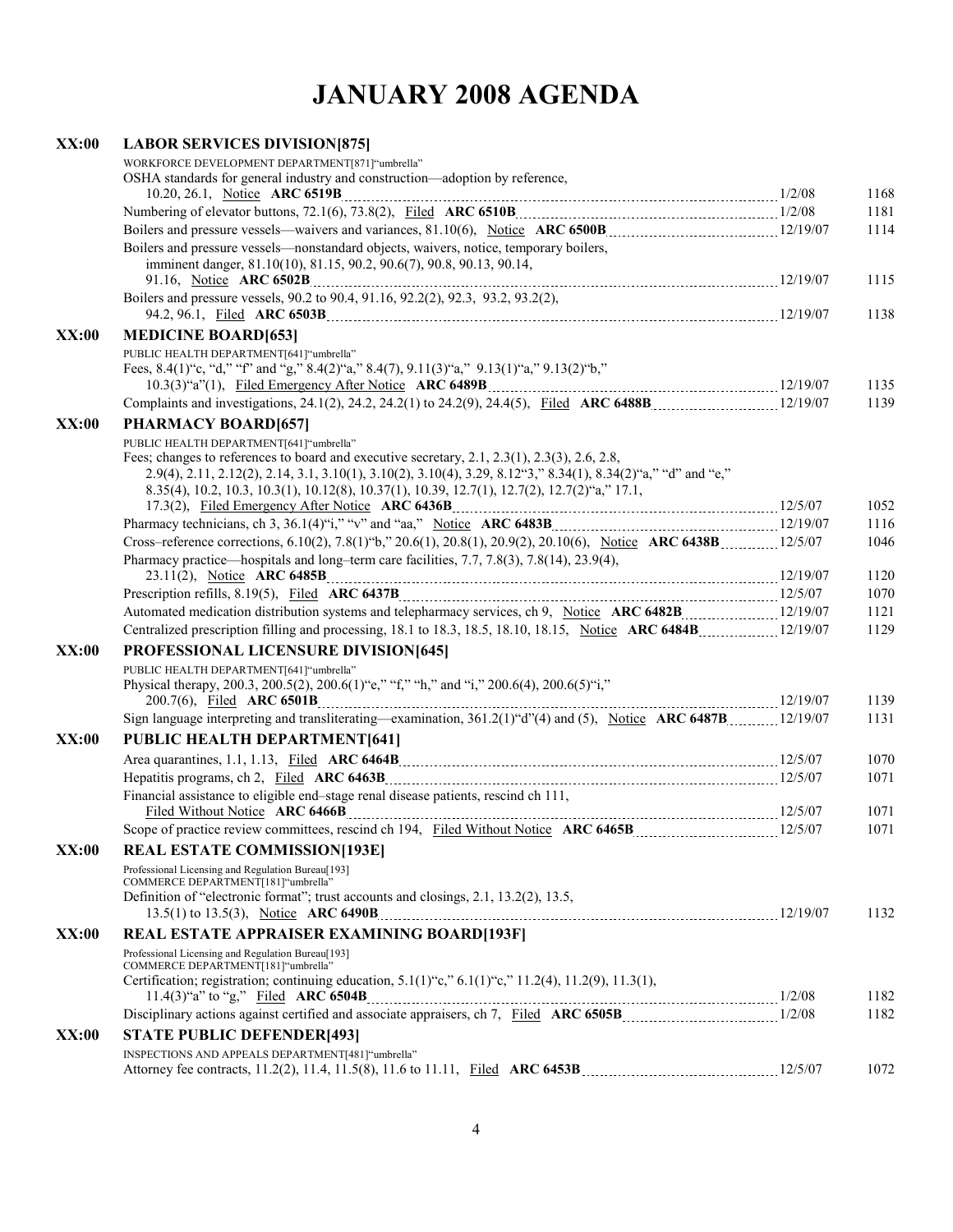# JANUARY 2008 AGENDA

**XX:00** **LABOR SERVICES DIVISION[875]**

WORKFORCE DEVELOPMENT DEPARTMENT[871]"umbrella"

| | | |
|---|---|---|
| OSHA standards for general industry and construction—adoption by reference, 10.20, 26.1, Notice **ARC 6519B** | 1/2/08 | 1168 |
| Numbering of elevator buttons, 72.1(6), 73.8(2), Filed **ARC 6510B** | 1/2/08 | 1181 |
| Boilers and pressure vessels—waivers and variances, 81.10(6), Notice **ARC 6500B** | 12/19/07 | 1114 |
| Boilers and pressure vessels—nonstandard objects, waivers, notice, temporary boilers, imminent danger, 81.10(10), 81.15, 90.2, 90.6(7), 90.8, 90.13, 90.14, 91.16, Notice **ARC 6502B** | 12/19/07 | 1115 |
| Boilers and pressure vessels, 90.2 to 90.4, 91.16, 92.2(2), 92.3, 93.2, 93.2(2), 94.2, 96.1, Filed **ARC 6503B** | 12/19/07 | 1138 |

**XX:00** **MEDICINE BOARD[653]**

PUBLIC HEALTH DEPARTMENT[641]"umbrella"

| | | |
|---|---|---|
| Fees, 8.4(1)"c, "d," "f" and "g," 8.4(2)"a," 8.4(7), 9.11(3)"a," 9.13(1)"a," 9.13(2)"b," 10.3(3)"a"(1), Filed Emergency After Notice **ARC 6489B** | 12/19/07 | 1135 |
| Complaints and investigations, 24.1(2), 24.2, 24.2(1) to 24.2(9), 24.4(5), Filed **ARC 6488B** | 12/19/07 | 1139 |

**XX:00** **PHARMACY BOARD[657]**

PUBLIC HEALTH DEPARTMENT[641]"umbrella"

| | | |
|---|---|---|
| Fees; changes to references to board and executive secretary, 2.1, 2.3(1), 2.3(3), 2.6, 2.8, 2.9(4), 2.11, 2.12(2), 2.14, 3.1, 3.10(1), 3.10(2), 3.10(4), 3.29, 8.12"3," 8.34(1), 8.34(2)"a," "d" and "e," 8.35(4), 10.2, 10.3, 10.3(1), 10.12(8), 10.37(1), 10.39, 12.7(1), 12.7(2), 12.7(2)"a," 17.1, 17.3(2), Filed Emergency After Notice **ARC 6436B** | 12/5/07 | 1052 |
| Pharmacy technicians, ch 3, 36.1(4)"i," "v" and "aa," Notice **ARC 6483B** | 12/19/07 | 1116 |
| Cross–reference corrections, 6.10(2), 7.8(1)"b," 20.6(1), 20.8(1), 20.9(2), 20.10(6), Notice **ARC 6438B** | 12/5/07 | 1046 |
| Pharmacy practice—hospitals and long–term care facilities, 7.7, 7.8(3), 7.8(14), 23.9(4), 23.11(2), Notice **ARC 6485B** | 12/19/07 | 1120 |
| Prescription refills, 8.19(5), Filed **ARC 6437B** | 12/5/07 | 1070 |
| Automated medication distribution systems and telepharmacy services, ch 9, Notice **ARC 6482B** | 12/19/07 | 1121 |
| Centralized prescription filling and processing, 18.1 to 18.3, 18.5, 18.10, 18.15, Notice **ARC 6484B** | 12/19/07 | 1129 |

**XX:00** **PROFESSIONAL LICENSURE DIVISION[645]**

PUBLIC HEALTH DEPARTMENT[641]"umbrella"

| | | |
|---|---|---|
| Physical therapy, 200.3, 200.5(2), 200.6(1)"e," "f," "h," and "i," 200.6(4), 200.6(5)"i," 200.7(6), Filed **ARC 6501B** | 12/19/07 | 1139 |
| Sign language interpreting and transliterating—examination, 361.2(1)"d"(4) and (5), Notice **ARC 6487B** | 12/19/07 | 1131 |

**XX:00** **PUBLIC HEALTH DEPARTMENT[641]**

| | | |
|---|---|---|
| Area quarantines, 1.1, 1.13, Filed **ARC 6464B** | 12/5/07 | 1070 |
| Hepatitis programs, ch 2, Filed **ARC 6463B** | 12/5/07 | 1071 |
| Financial assistance to eligible end–stage renal disease patients, rescind ch 111, Filed Without Notice **ARC 6466B** | 12/5/07 | 1071 |
| Scope of practice review committees, rescind ch 194, Filed Without Notice **ARC 6465B** | 12/5/07 | 1071 |

**XX:00** **REAL ESTATE COMMISSION[193E]**

Professional Licensing and Regulation Bureau[193]
COMMERCE DEPARTMENT[181]"umbrella"

| | | |
|---|---|---|
| Definition of "electronic format"; trust accounts and closings, 2.1, 13.2(2), 13.5, 13.5(1) to 13.5(3), Notice **ARC 6490B** | 12/19/07 | 1132 |

**XX:00** **REAL ESTATE APPRAISER EXAMINING BOARD[193F]**

Professional Licensing and Regulation Bureau[193]
COMMERCE DEPARTMENT[181]"umbrella"

| | | |
|---|---|---|
| Certification; registration; continuing education, 5.1(1)"c," 6.1(1)"c," 11.2(4), 11.2(9), 11.3(1), 11.4(3)"a" to "g," Filed **ARC 6504B** | 1/2/08 | 1182 |
| Disciplinary actions against certified and associate appraisers, ch 7, Filed **ARC 6505B** | 1/2/08 | 1182 |

**XX:00** **STATE PUBLIC DEFENDER[493]**

INSPECTIONS AND APPEALS DEPARTMENT[481]"umbrella"

| | | |
|---|---|---|
| Attorney fee contracts, 11.2(2), 11.4, 11.5(8), 11.6 to 11.11, Filed **ARC 6453B** | 12/5/07 | 1072 |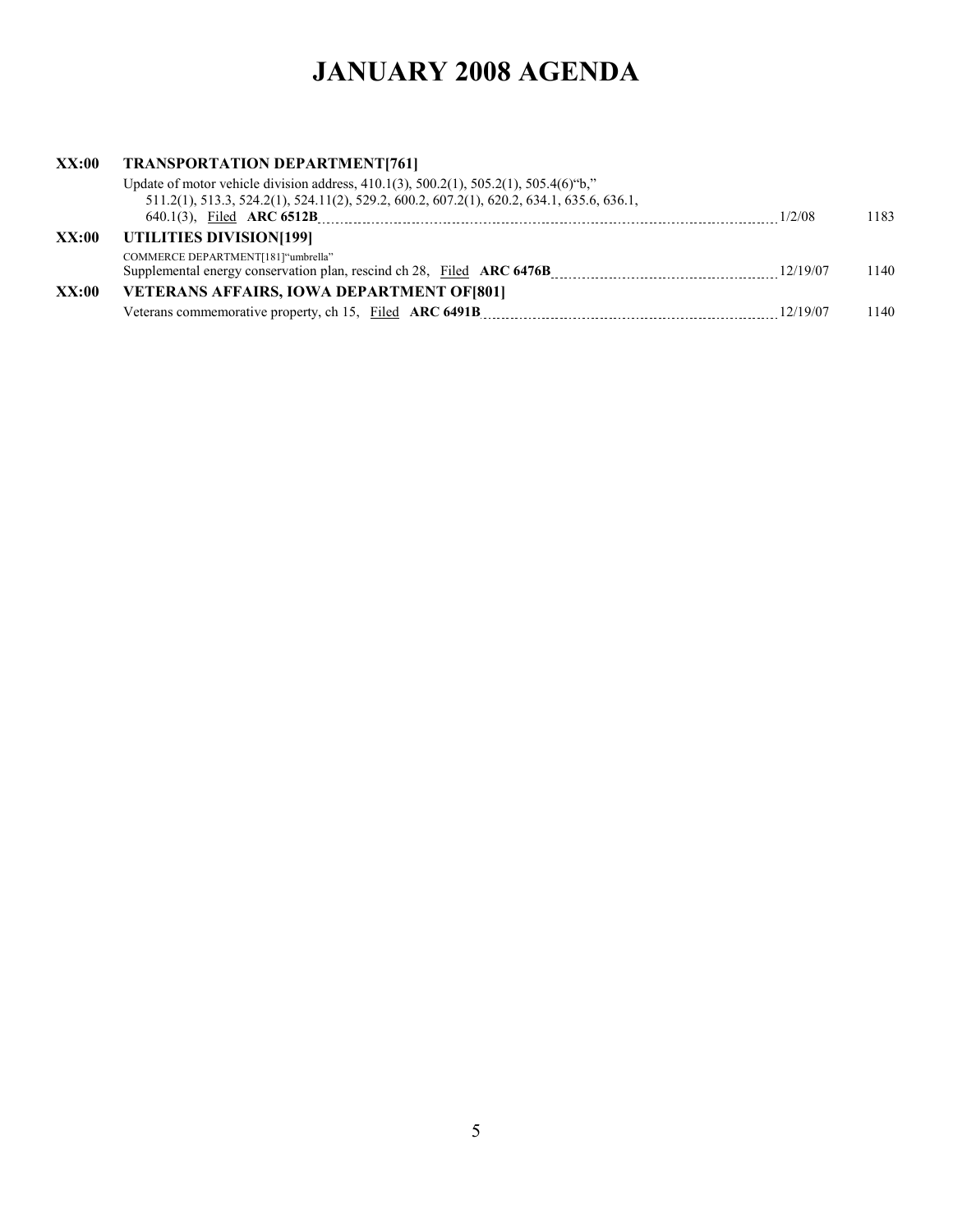# JANUARY 2008 AGENDA

| | | | |
|---|---|---|---|
| **XX:00** | **TRANSPORTATION DEPARTMENT[761]** | | |
| | Update of motor vehicle division address, 410.1(3), 500.2(1), 505.2(1), 505.4(6)"b," 511.2(1), 513.3, 524.2(1), 524.11(2), 529.2, 600.2, 607.2(1), 620.2, 634.1, 635.6, 636.1, 640.1(3), Filed **ARC 6512B** | 1/2/08 | 1183 |
| **XX:00** | **UTILITIES DIVISION[199]** | | |
| | COMMERCE DEPARTMENT[181]"umbrella" | | |
| | Supplemental energy conservation plan, rescind ch 28, Filed **ARC 6476B** | 12/19/07 | 1140 |
| **XX:00** | **VETERANS AFFAIRS, IOWA DEPARTMENT OF[801]** | | |
| | Veterans commemorative property, ch 15, Filed **ARC 6491B** | 12/19/07 | 1140 |